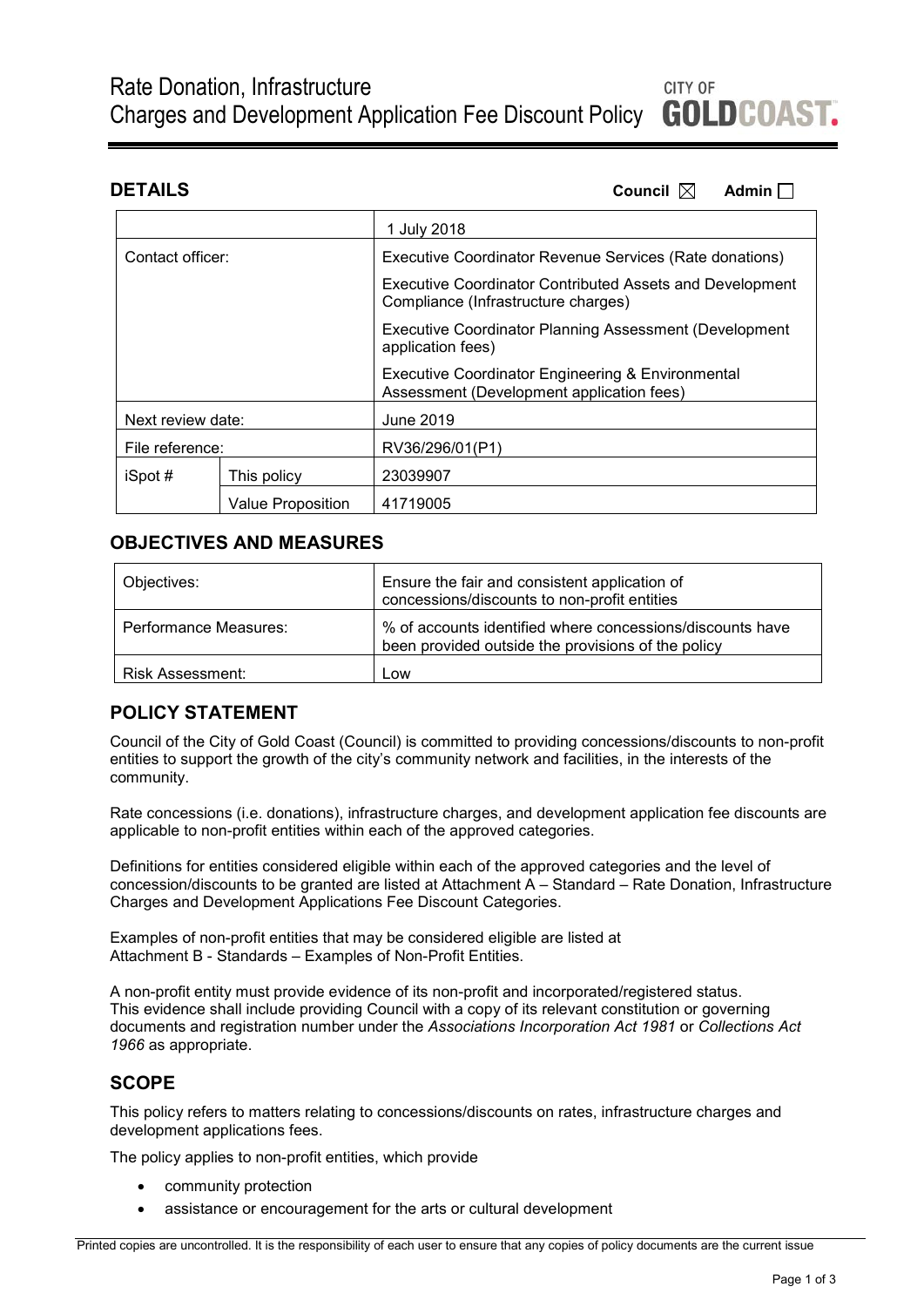# Rate Donation, Infrastructure Charges and Development Application Fee Discount Policy

CITY OF GOLDCOAST.

## DETAILS

**Council** ☒ **Admin** ☐

| | | |
|---|---|---|
| | | 1 July 2018 |
| Contact officer: | | Executive Coordinator Revenue Services (Rate donations)<br><br>Executive Coordinator Contributed Assets and Development Compliance (Infrastructure charges)<br><br>Executive Coordinator Planning Assessment (Development application fees)<br><br>Executive Coordinator Engineering & Environmental Assessment (Development application fees) |
| Next review date: | | June 2019 |
| File reference: | | RV36/296/01(P1) |
| iSpot # | This policy | 23039907 |
| | Value Proposition | 41719005 |

## OBJECTIVES AND MEASURES

| | |
|---|---|
| Objectives: | Ensure the fair and consistent application of concessions/discounts to non-profit entities |
| Performance Measures: | % of accounts identified where concessions/discounts have been provided outside the provisions of the policy |
| Risk Assessment: | Low |

## POLICY STATEMENT

Council of the City of Gold Coast (Council) is committed to providing concessions/discounts to non-profit entities to support the growth of the city's community network and facilities, in the interests of the community.

Rate concessions (i.e. donations), infrastructure charges, and development application fee discounts are applicable to non-profit entities within each of the approved categories.

Definitions for entities considered eligible within each of the approved categories and the level of concession/discounts to be granted are listed at Attachment A – Standard – Rate Donation, Infrastructure Charges and Development Applications Fee Discount Categories.

Examples of non-profit entities that may be considered eligible are listed at Attachment B - Standards – Examples of Non-Profit Entities.

A non-profit entity must provide evidence of its non-profit and incorporated/registered status. This evidence shall include providing Council with a copy of its relevant constitution or governing documents and registration number under the *Associations Incorporation Act 1981* or *Collections Act 1966* as appropriate.

## SCOPE

This policy refers to matters relating to concessions/discounts on rates, infrastructure charges and development applications fees.

The policy applies to non-profit entities, which provide

- community protection
- assistance or encouragement for the arts or cultural development

Printed copies are uncontrolled. It is the responsibility of each user to ensure that any copies of policy documents are the current issue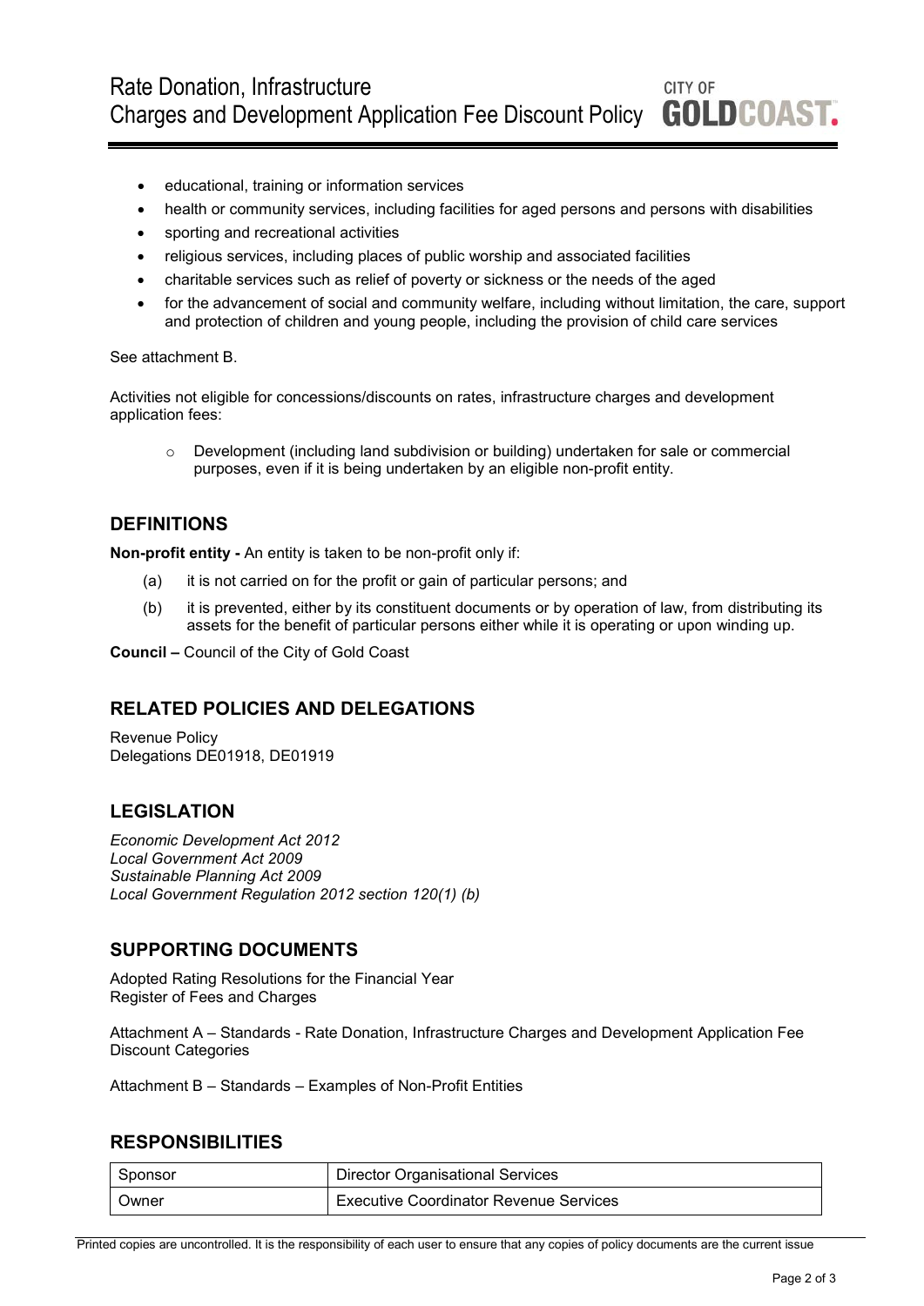- educational, training or information services
- health or community services, including facilities for aged persons and persons with disabilities
- sporting and recreational activities
- religious services, including places of public worship and associated facilities
- charitable services such as relief of poverty or sickness or the needs of the aged
- for the advancement of social and community welfare, including without limitation, the care, support and protection of children and young people, including the provision of child care services

See attachment B.

Activities not eligible for concessions/discounts on rates, infrastructure charges and development application fees:

- Development (including land subdivision or building) undertaken for sale or commercial purposes, even if it is being undertaken by an eligible non-profit entity.

## DEFINITIONS

**Non-profit entity -** An entity is taken to be non-profit only if:

(a) it is not carried on for the profit or gain of particular persons; and

(b) it is prevented, either by its constituent documents or by operation of law, from distributing its assets for the benefit of particular persons either while it is operating or upon winding up.

**Council –** Council of the City of Gold Coast

## RELATED POLICIES AND DELEGATIONS

Revenue Policy
Delegations DE01918, DE01919

## LEGISLATION

*Economic Development Act 2012*
*Local Government Act 2009*
*Sustainable Planning Act 2009*
*Local Government Regulation 2012 section 120(1) (b)*

## SUPPORTING DOCUMENTS

Adopted Rating Resolutions for the Financial Year
Register of Fees and Charges

Attachment A – Standards - Rate Donation, Infrastructure Charges and Development Application Fee Discount Categories

Attachment B – Standards – Examples of Non-Profit Entities

## RESPONSIBILITIES

| Sponsor | Director Organisational Services |
|---|---|
| Owner | Executive Coordinator Revenue Services |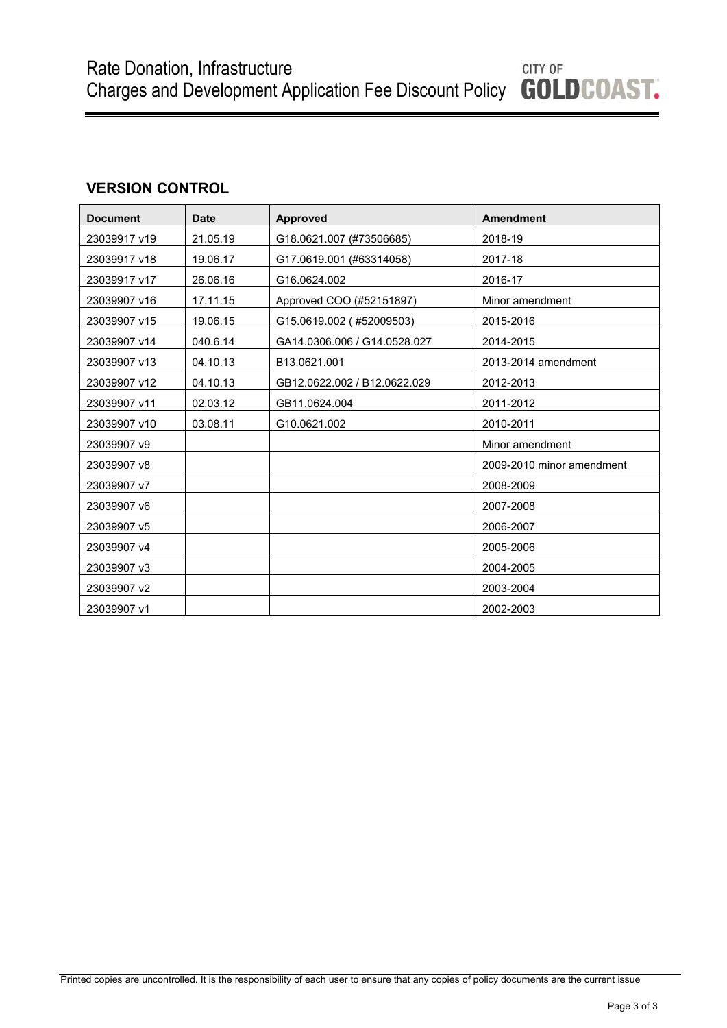## VERSION CONTROL

| Document | Date | Approved | Amendment |
|---|---|---|---|
| 23039917 v19 | 21.05.19 | G18.0621.007 (#73506685) | 2018-19 |
| 23039917 v18 | 19.06.17 | G17.0619.001 (#63314058) | 2017-18 |
| 23039917 v17 | 26.06.16 | G16.0624.002 | 2016-17 |
| 23039907 v16 | 17.11.15 | Approved COO (#52151897) | Minor amendment |
| 23039907 v15 | 19.06.15 | G15.0619.002 ( #52009503) | 2015-2016 |
| 23039907 v14 | 040.6.14 | GA14.0306.006 / G14.0528.027 | 2014-2015 |
| 23039907 v13 | 04.10.13 | B13.0621.001 | 2013-2014 amendment |
| 23039907 v12 | 04.10.13 | GB12.0622.002 / B12.0622.029 | 2012-2013 |
| 23039907 v11 | 02.03.12 | GB11.0624.004 | 2011-2012 |
| 23039907 v10 | 03.08.11 | G10.0621.002 | 2010-2011 |
| 23039907 v9 | | | Minor amendment |
| 23039907 v8 | | | 2009-2010 minor amendment |
| 23039907 v7 | | | 2008-2009 |
| 23039907 v6 | | | 2007-2008 |
| 23039907 v5 | | | 2006-2007 |
| 23039907 v4 | | | 2005-2006 |
| 23039907 v3 | | | 2004-2005 |
| 23039907 v2 | | | 2003-2004 |
| 23039907 v1 | | | 2002-2003 |

Printed copies are uncontrolled. It is the responsibility of each user to ensure that any copies of policy documents are the current issue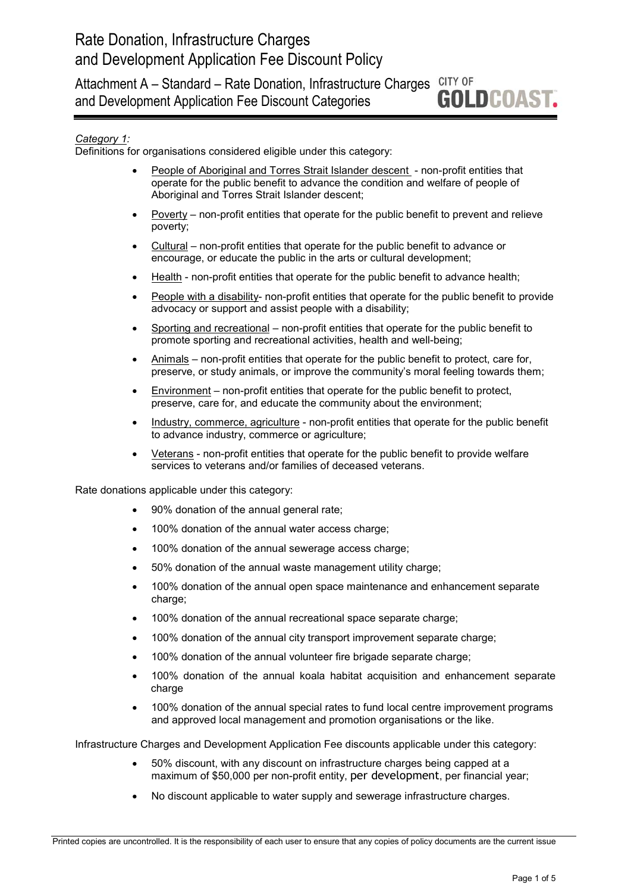# Rate Donation, Infrastructure Charges and Development Application Fee Discount Policy

## Attachment A – Standard – Rate Donation, Infrastructure Charges and Development Application Fee Discount Categories

*Category 1:*

Definitions for organisations considered eligible under this category:

- People of Aboriginal and Torres Strait Islander descent - non-profit entities that operate for the public benefit to advance the condition and welfare of people of Aboriginal and Torres Strait Islander descent;
- Poverty – non-profit entities that operate for the public benefit to prevent and relieve poverty;
- Cultural – non-profit entities that operate for the public benefit to advance or encourage, or educate the public in the arts or cultural development;
- Health - non-profit entities that operate for the public benefit to advance health;
- People with a disability- non-profit entities that operate for the public benefit to provide advocacy or support and assist people with a disability;
- Sporting and recreational – non-profit entities that operate for the public benefit to promote sporting and recreational activities, health and well-being;
- Animals – non-profit entities that operate for the public benefit to protect, care for, preserve, or study animals, or improve the community's moral feeling towards them;
- Environment – non-profit entities that operate for the public benefit to protect, preserve, care for, and educate the community about the environment;
- Industry, commerce, agriculture - non-profit entities that operate for the public benefit to advance industry, commerce or agriculture;
- Veterans - non-profit entities that operate for the public benefit to provide welfare services to veterans and/or families of deceased veterans.

Rate donations applicable under this category:

- 90% donation of the annual general rate;
- 100% donation of the annual water access charge;
- 100% donation of the annual sewerage access charge;
- 50% donation of the annual waste management utility charge;
- 100% donation of the annual open space maintenance and enhancement separate charge;
- 100% donation of the annual recreational space separate charge;
- 100% donation of the annual city transport improvement separate charge;
- 100% donation of the annual volunteer fire brigade separate charge;
- 100% donation of the annual koala habitat acquisition and enhancement separate charge
- 100% donation of the annual special rates to fund local centre improvement programs and approved local management and promotion organisations or the like.

Infrastructure Charges and Development Application Fee discounts applicable under this category:

- 50% discount, with any discount on infrastructure charges being capped at a maximum of $50,000 per non-profit entity, per development, per financial year;
- No discount applicable to water supply and sewerage infrastructure charges.

Printed copies are uncontrolled. It is the responsibility of each user to ensure that any copies of policy documents are the current issue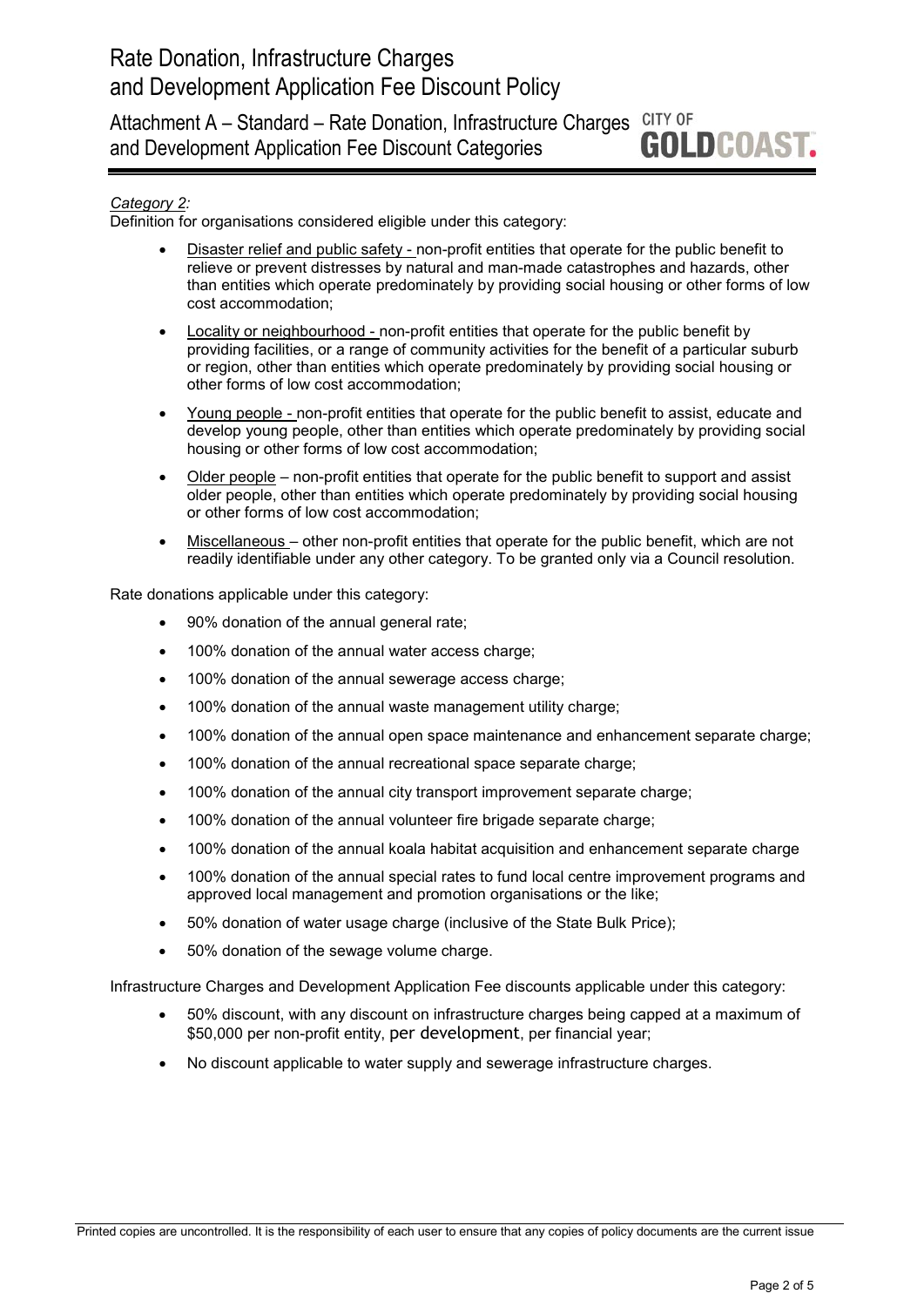*Category 2:*

Definition for organisations considered eligible under this category:

- Disaster relief and public safety - non-profit entities that operate for the public benefit to relieve or prevent distresses by natural and man-made catastrophes and hazards, other than entities which operate predominately by providing social housing or other forms of low cost accommodation;
- Locality or neighbourhood - non-profit entities that operate for the public benefit by providing facilities, or a range of community activities for the benefit of a particular suburb or region, other than entities which operate predominately by providing social housing or other forms of low cost accommodation;
- Young people - non-profit entities that operate for the public benefit to assist, educate and develop young people, other than entities which operate predominately by providing social housing or other forms of low cost accommodation;
- Older people – non-profit entities that operate for the public benefit to support and assist older people, other than entities which operate predominately by providing social housing or other forms of low cost accommodation;
- Miscellaneous – other non-profit entities that operate for the public benefit, which are not readily identifiable under any other category. To be granted only via a Council resolution.

Rate donations applicable under this category:

- 90% donation of the annual general rate;
- 100% donation of the annual water access charge;
- 100% donation of the annual sewerage access charge;
- 100% donation of the annual waste management utility charge;
- 100% donation of the annual open space maintenance and enhancement separate charge;
- 100% donation of the annual recreational space separate charge;
- 100% donation of the annual city transport improvement separate charge;
- 100% donation of the annual volunteer fire brigade separate charge;
- 100% donation of the annual koala habitat acquisition and enhancement separate charge
- 100% donation of the annual special rates to fund local centre improvement programs and approved local management and promotion organisations or the like;
- 50% donation of water usage charge (inclusive of the State Bulk Price);
- 50% donation of the sewage volume charge.

Infrastructure Charges and Development Application Fee discounts applicable under this category:

- 50% discount, with any discount on infrastructure charges being capped at a maximum of \$50,000 per non-profit entity, per development, per financial year;
- No discount applicable to water supply and sewerage infrastructure charges.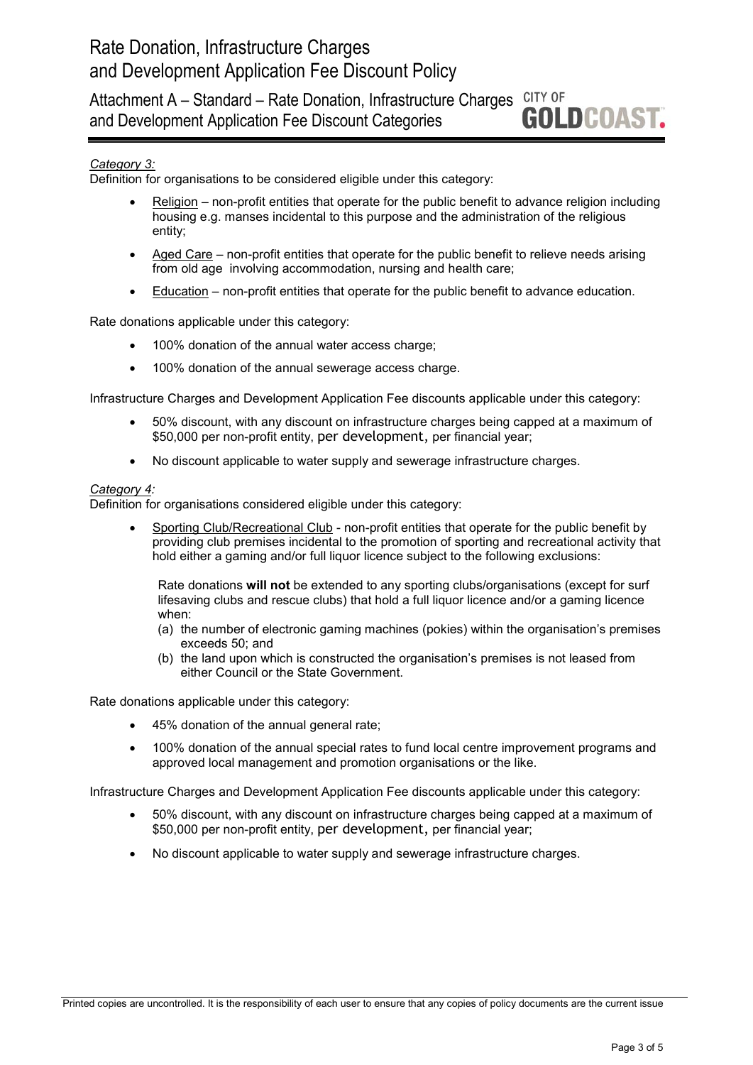*Category 3:*

Definition for organisations to be considered eligible under this category:

- Religion – non-profit entities that operate for the public benefit to advance religion including housing e.g. manses incidental to this purpose and the administration of the religious entity;
- Aged Care – non-profit entities that operate for the public benefit to relieve needs arising from old age involving accommodation, nursing and health care;
- Education – non-profit entities that operate for the public benefit to advance education.

Rate donations applicable under this category:

- 100% donation of the annual water access charge;
- 100% donation of the annual sewerage access charge.

Infrastructure Charges and Development Application Fee discounts applicable under this category:

- 50% discount, with any discount on infrastructure charges being capped at a maximum of $50,000 per non-profit entity, per development, per financial year;
- No discount applicable to water supply and sewerage infrastructure charges.

*Category 4:*

Definition for organisations considered eligible under this category:

- Sporting Club/Recreational Club - non-profit entities that operate for the public benefit by providing club premises incidental to the promotion of sporting and recreational activity that hold either a gaming and/or full liquor licence subject to the following exclusions:

  Rate donations **will not** be extended to any sporting clubs/organisations (except for surf lifesaving clubs and rescue clubs) that hold a full liquor licence and/or a gaming licence when:

  (a) the number of electronic gaming machines (pokies) within the organisation's premises exceeds 50; and

  (b) the land upon which is constructed the organisation's premises is not leased from either Council or the State Government.

Rate donations applicable under this category:

- 45% donation of the annual general rate;
- 100% donation of the annual special rates to fund local centre improvement programs and approved local management and promotion organisations or the like.

Infrastructure Charges and Development Application Fee discounts applicable under this category:

- 50% discount, with any discount on infrastructure charges being capped at a maximum of $50,000 per non-profit entity, per development, per financial year;
- No discount applicable to water supply and sewerage infrastructure charges.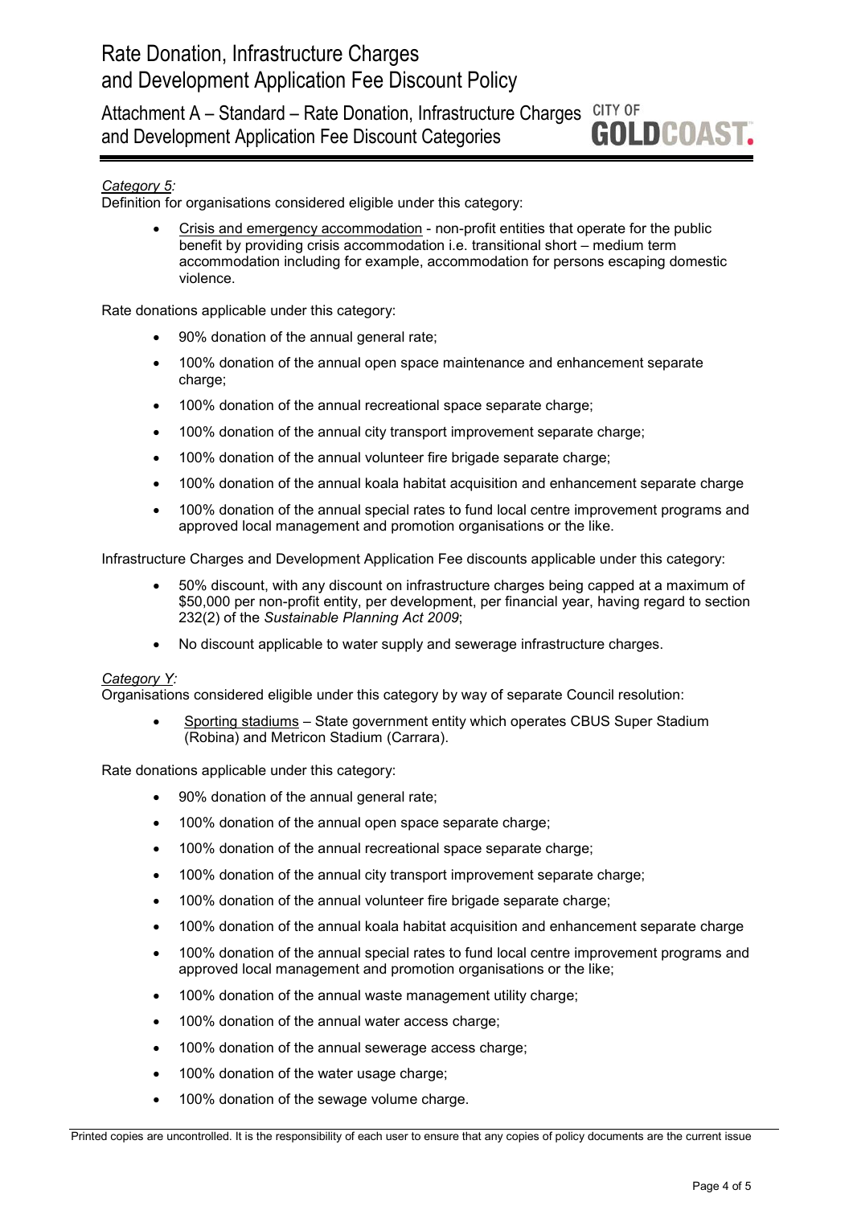*Category 5:*
Definition for organisations considered eligible under this category:

- Crisis and emergency accommodation - non-profit entities that operate for the public benefit by providing crisis accommodation i.e. transitional short – medium term accommodation including for example, accommodation for persons escaping domestic violence.

Rate donations applicable under this category:

- 90% donation of the annual general rate;
- 100% donation of the annual open space maintenance and enhancement separate charge;
- 100% donation of the annual recreational space separate charge;
- 100% donation of the annual city transport improvement separate charge;
- 100% donation of the annual volunteer fire brigade separate charge;
- 100% donation of the annual koala habitat acquisition and enhancement separate charge
- 100% donation of the annual special rates to fund local centre improvement programs and approved local management and promotion organisations or the like.

Infrastructure Charges and Development Application Fee discounts applicable under this category:

- 50% discount, with any discount on infrastructure charges being capped at a maximum of $50,000 per non-profit entity, per development, per financial year, having regard to section 232(2) of the *Sustainable Planning Act 2009*;
- No discount applicable to water supply and sewerage infrastructure charges.

*Category Y:*
Organisations considered eligible under this category by way of separate Council resolution:

- Sporting stadiums – State government entity which operates CBUS Super Stadium (Robina) and Metricon Stadium (Carrara).

Rate donations applicable under this category:

- 90% donation of the annual general rate;
- 100% donation of the annual open space separate charge;
- 100% donation of the annual recreational space separate charge;
- 100% donation of the annual city transport improvement separate charge;
- 100% donation of the annual volunteer fire brigade separate charge;
- 100% donation of the annual koala habitat acquisition and enhancement separate charge
- 100% donation of the annual special rates to fund local centre improvement programs and approved local management and promotion organisations or the like;
- 100% donation of the annual waste management utility charge;
- 100% donation of the annual water access charge;
- 100% donation of the annual sewerage access charge;
- 100% donation of the water usage charge;
- 100% donation of the sewage volume charge.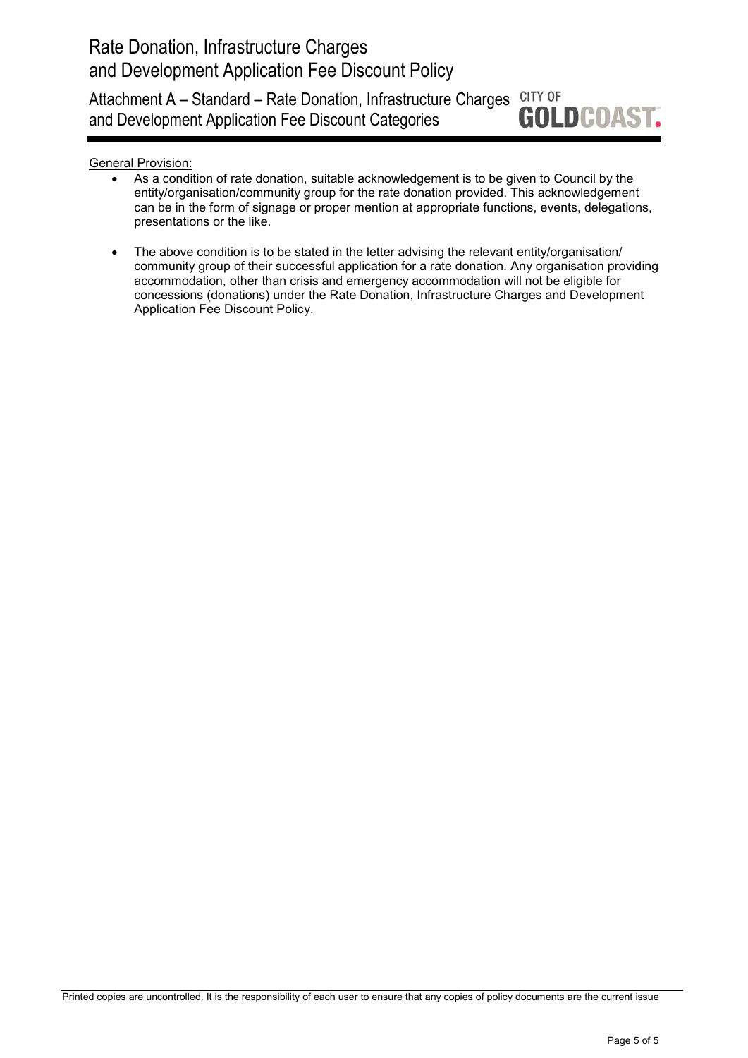General Provision:

- As a condition of rate donation, suitable acknowledgement is to be given to Council by the entity/organisation/community group for the rate donation provided. This acknowledgement can be in the form of signage or proper mention at appropriate functions, events, delegations, presentations or the like.

- The above condition is to be stated in the letter advising the relevant entity/organisation/ community group of their successful application for a rate donation. Any organisation providing accommodation, other than crisis and emergency accommodation will not be eligible for concessions (donations) under the Rate Donation, Infrastructure Charges and Development Application Fee Discount Policy.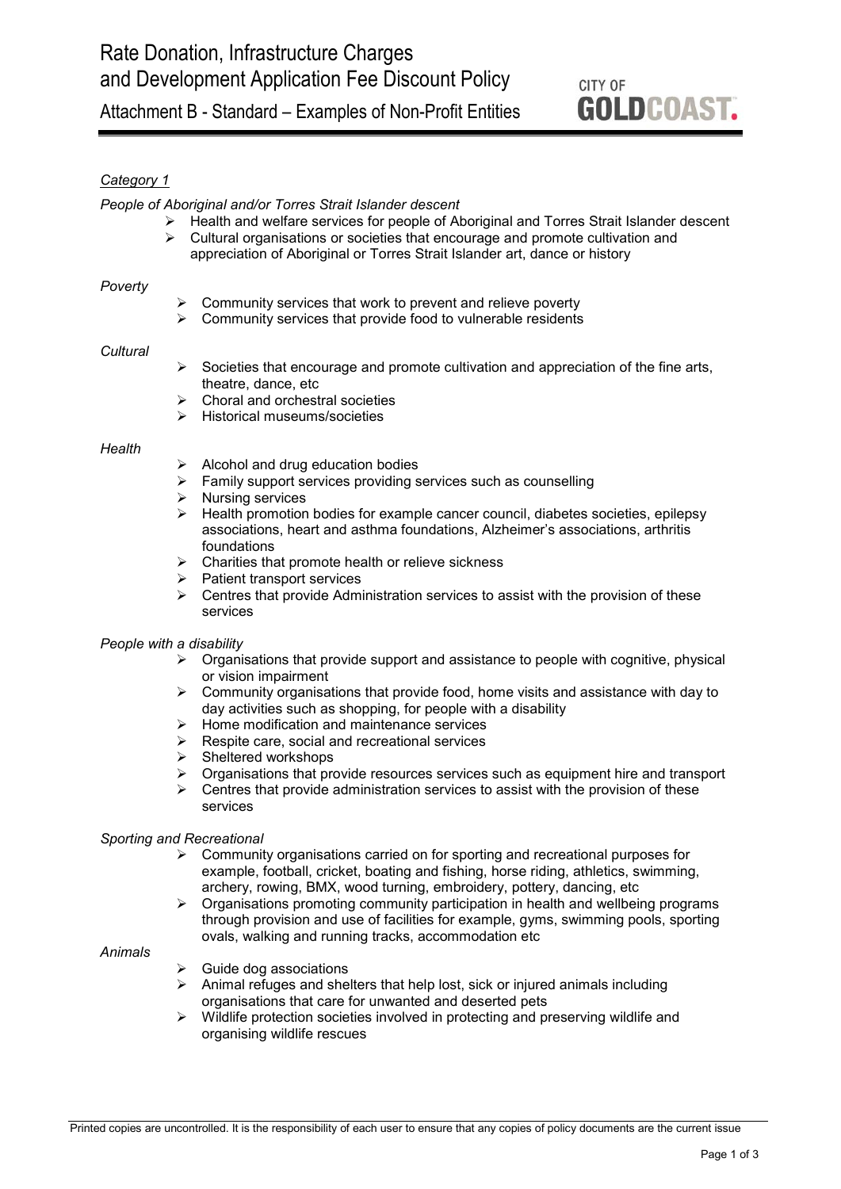# Rate Donation, Infrastructure Charges and Development Application Fee Discount Policy

## Attachment B - Standard – Examples of Non-Profit Entities

*Category 1*

*People of Aboriginal and/or Torres Strait Islander descent*

- Health and welfare services for people of Aboriginal and Torres Strait Islander descent
- Cultural organisations or societies that encourage and promote cultivation and appreciation of Aboriginal or Torres Strait Islander art, dance or history

*Poverty*

- Community services that work to prevent and relieve poverty
- Community services that provide food to vulnerable residents

*Cultural*

- Societies that encourage and promote cultivation and appreciation of the fine arts, theatre, dance, etc
- Choral and orchestral societies
- Historical museums/societies

*Health*

- Alcohol and drug education bodies
- Family support services providing services such as counselling
- Nursing services
- Health promotion bodies for example cancer council, diabetes societies, epilepsy associations, heart and asthma foundations, Alzheimer's associations, arthritis foundations
- Charities that promote health or relieve sickness
- Patient transport services
- Centres that provide Administration services to assist with the provision of these services

*People with a disability*

- Organisations that provide support and assistance to people with cognitive, physical or vision impairment
- Community organisations that provide food, home visits and assistance with day to day activities such as shopping, for people with a disability
- Home modification and maintenance services
- Respite care, social and recreational services
- Sheltered workshops
- Organisations that provide resources services such as equipment hire and transport
- Centres that provide administration services to assist with the provision of these services

*Sporting and Recreational*

- Community organisations carried on for sporting and recreational purposes for example, football, cricket, boating and fishing, horse riding, athletics, swimming, archery, rowing, BMX, wood turning, embroidery, pottery, dancing, etc
- Organisations promoting community participation in health and wellbeing programs through provision and use of facilities for example, gyms, swimming pools, sporting ovals, walking and running tracks, accommodation etc

*Animals*

- Guide dog associations
- Animal refuges and shelters that help lost, sick or injured animals including organisations that care for unwanted and deserted pets
- Wildlife protection societies involved in protecting and preserving wildlife and organising wildlife rescues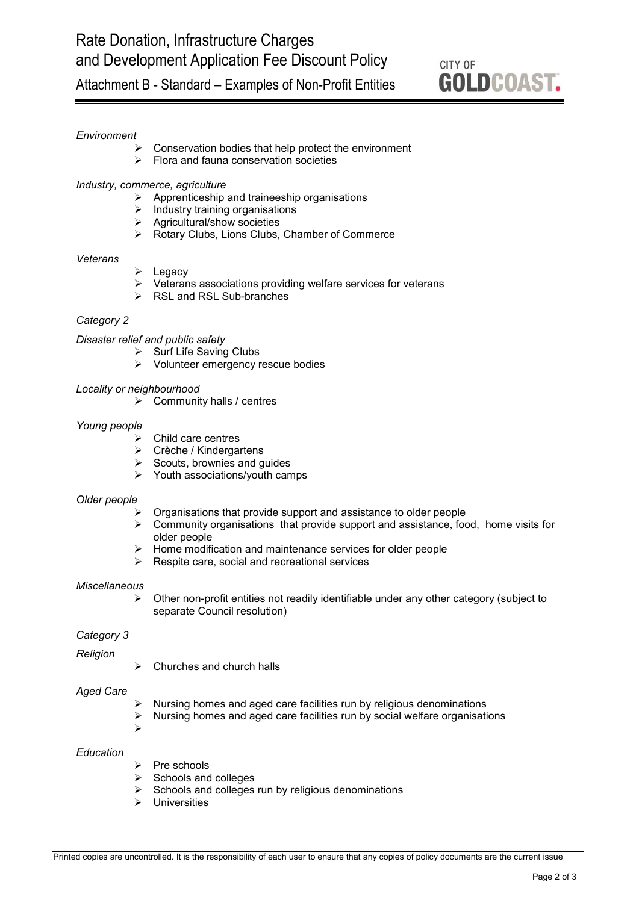*Environment*

- Conservation bodies that help protect the environment
- Flora and fauna conservation societies

*Industry, commerce, agriculture*

- Apprenticeship and traineeship organisations
- Industry training organisations
- Agricultural/show societies
- Rotary Clubs, Lions Clubs, Chamber of Commerce

*Veterans*

- Legacy
- Veterans associations providing welfare services for veterans
- RSL and RSL Sub-branches

*Category 2*

*Disaster relief and public safety*

- Surf Life Saving Clubs
- Volunteer emergency rescue bodies

*Locality or neighbourhood*

- Community halls / centres

*Young people*

- Child care centres
- Crèche / Kindergartens
- Scouts, brownies and guides
- Youth associations/youth camps

*Older people*

- Organisations that provide support and assistance to older people
- Community organisations that provide support and assistance, food, home visits for older people
- Home modification and maintenance services for older people
- Respite care, social and recreational services

*Miscellaneous*

- Other non-profit entities not readily identifiable under any other category (subject to separate Council resolution)

*Category 3*

*Religion*

- Churches and church halls

*Aged Care*

- Nursing homes and aged care facilities run by religious denominations
- Nursing homes and aged care facilities run by social welfare organisations

*Education*

- Pre schools
- Schools and colleges
- Schools and colleges run by religious denominations
- Universities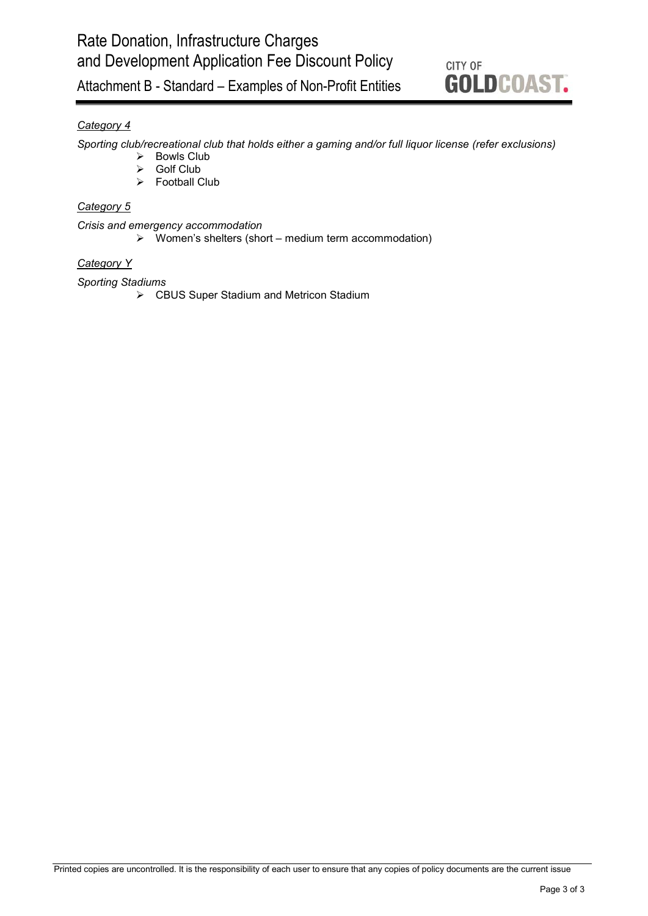*Category 4*

*Sporting club/recreational club that holds either a gaming and/or full liquor license (refer exclusions)*

- Bowls Club
- Golf Club
- Football Club

*Category 5*

*Crisis and emergency accommodation*

- Women's shelters (short – medium term accommodation)

*Category Y*

*Sporting Stadiums*

- CBUS Super Stadium and Metricon Stadium

Printed copies are uncontrolled. It is the responsibility of each user to ensure that any copies of policy documents are the current issue